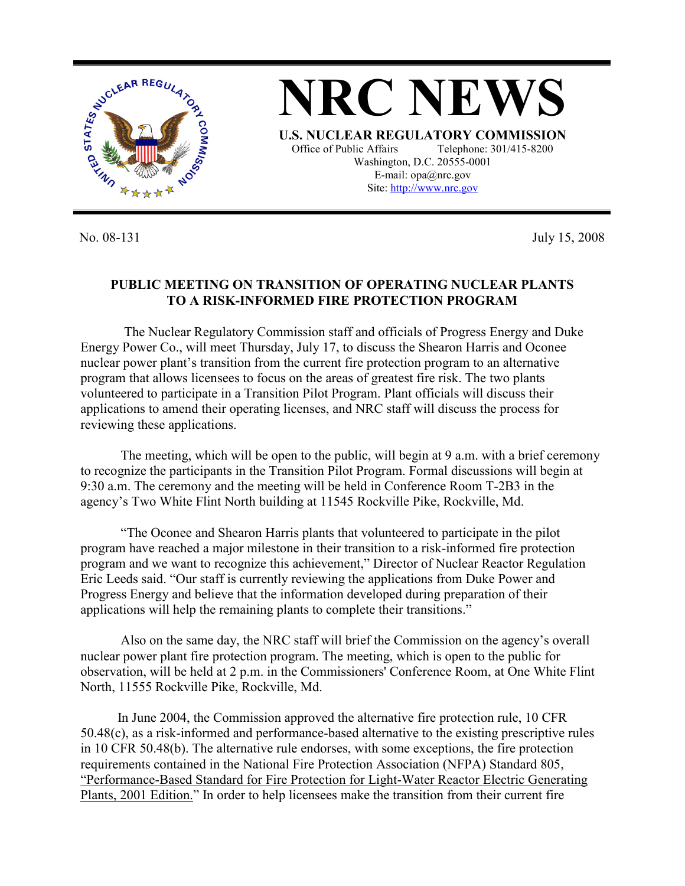# NRC NEWS

**U.S. NUCLEAR REGULATORY COMMISSION**

Office of Public Affairs Telephone: 301/415-8200
Washington, D.C. 20555-0001
E-mail: opa@nrc.gov
Site: http://www.nrc.gov

No. 08-131 July 15, 2008

**PUBLIC MEETING ON TRANSITION OF OPERATING NUCLEAR PLANTS TO A RISK-INFORMED FIRE PROTECTION PROGRAM**

The Nuclear Regulatory Commission staff and officials of Progress Energy and Duke Energy Power Co., will meet Thursday, July 17, to discuss the Shearon Harris and Oconee nuclear power plant's transition from the current fire protection program to an alternative program that allows licensees to focus on the areas of greatest fire risk. The two plants volunteered to participate in a Transition Pilot Program. Plant officials will discuss their applications to amend their operating licenses, and NRC staff will discuss the process for reviewing these applications.

The meeting, which will be open to the public, will begin at 9 a.m. with a brief ceremony to recognize the participants in the Transition Pilot Program. Formal discussions will begin at 9:30 a.m. The ceremony and the meeting will be held in Conference Room T-2B3 in the agency's Two White Flint North building at 11545 Rockville Pike, Rockville, Md.

"The Oconee and Shearon Harris plants that volunteered to participate in the pilot program have reached a major milestone in their transition to a risk-informed fire protection program and we want to recognize this achievement," Director of Nuclear Reactor Regulation Eric Leeds said. "Our staff is currently reviewing the applications from Duke Power and Progress Energy and believe that the information developed during preparation of their applications will help the remaining plants to complete their transitions."

Also on the same day, the NRC staff will brief the Commission on the agency's overall nuclear power plant fire protection program. The meeting, which is open to the public for observation, will be held at 2 p.m. in the Commissioners' Conference Room, at One White Flint North, 11555 Rockville Pike, Rockville, Md.

In June 2004, the Commission approved the alternative fire protection rule, 10 CFR 50.48(c), as a risk-informed and performance-based alternative to the existing prescriptive rules in 10 CFR 50.48(b). The alternative rule endorses, with some exceptions, the fire protection requirements contained in the National Fire Protection Association (NFPA) Standard 805, "Performance-Based Standard for Fire Protection for Light-Water Reactor Electric Generating Plants, 2001 Edition." In order to help licensees make the transition from their current fire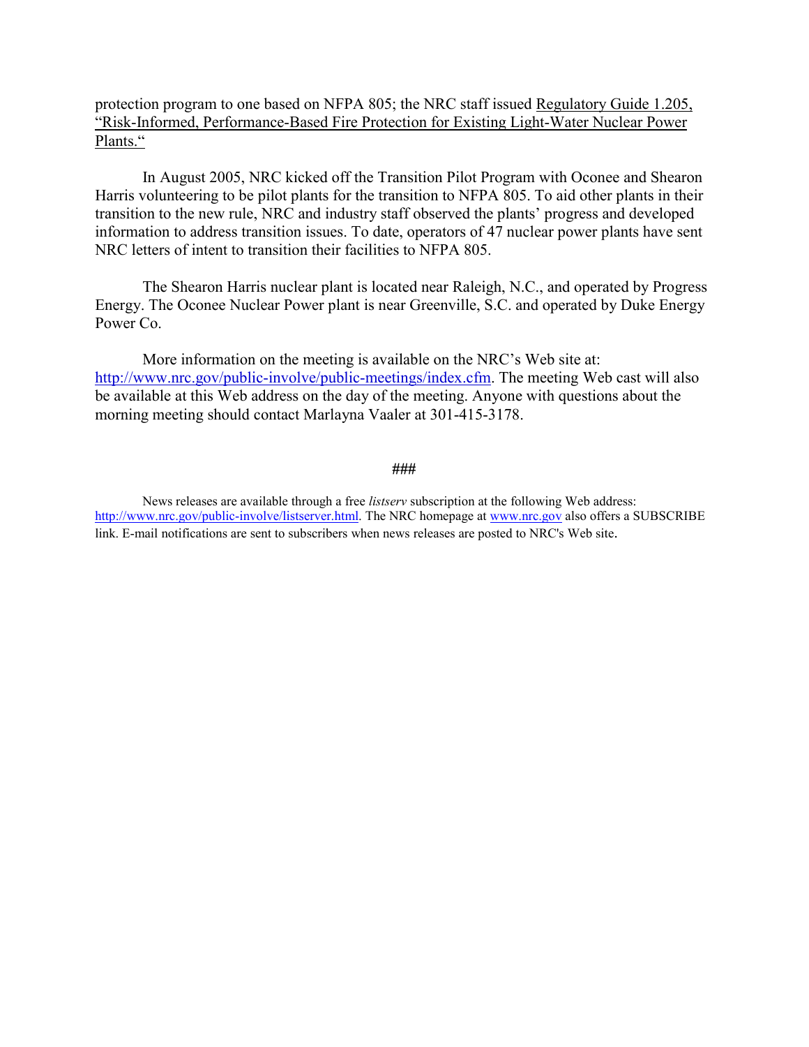protection program to one based on NFPA 805; the NRC staff issued Regulatory Guide 1.205, "Risk-Informed, Performance-Based Fire Protection for Existing Light-Water Nuclear Power Plants."

In August 2005, NRC kicked off the Transition Pilot Program with Oconee and Shearon Harris volunteering to be pilot plants for the transition to NFPA 805. To aid other plants in their transition to the new rule, NRC and industry staff observed the plants' progress and developed information to address transition issues. To date, operators of 47 nuclear power plants have sent NRC letters of intent to transition their facilities to NFPA 805.

The Shearon Harris nuclear plant is located near Raleigh, N.C., and operated by Progress Energy. The Oconee Nuclear Power plant is near Greenville, S.C. and operated by Duke Energy Power Co.

More information on the meeting is available on the NRC's Web site at: http://www.nrc.gov/public-involve/public-meetings/index.cfm. The meeting Web cast will also be available at this Web address on the day of the meeting. Anyone with questions about the morning meeting should contact Marlayna Vaaler at 301-415-3178.

###

News releases are available through a free *listserv* subscription at the following Web address: http://www.nrc.gov/public-involve/listserver.html. The NRC homepage at www.nrc.gov also offers a SUBSCRIBE link. E-mail notifications are sent to subscribers when news releases are posted to NRC's Web site.